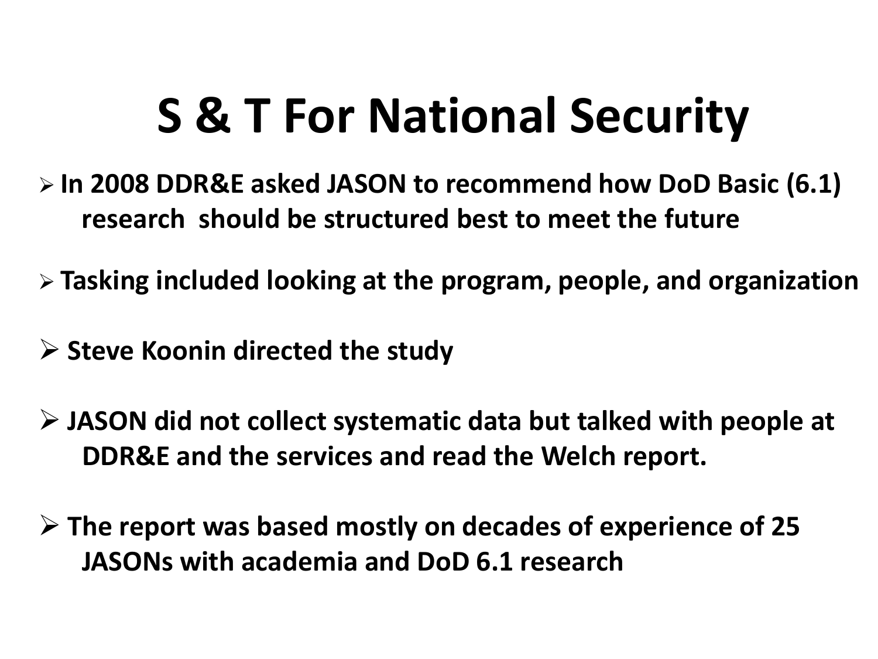# S & T For National Security

- **In 2008 DDR&E asked JASON to recommend how DoD Basic (6.1) research should be structured best to meet the future**
- **Tasking included looking at the program, people, and organization**
- **Steve Koonin directed the study**
- **JASON did not collect systematic data but talked with people at DDR&E and the services and read the Welch report.**
- **The report was based mostly on decades of experience of 25 JASONs with academia and DoD 6.1 research**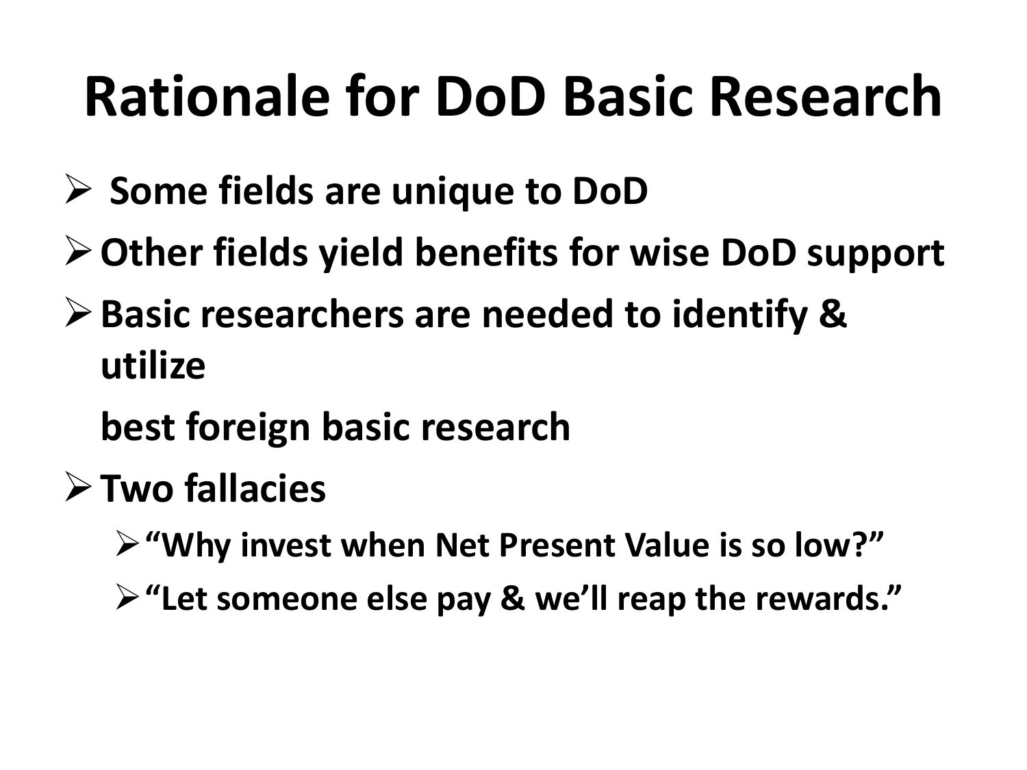# Rationale for DoD Basic Research

- Some fields are unique to DoD
- Other fields yield benefits for wise DoD support
- Basic researchers are needed to identify & utilize

  best foreign basic research
- Two fallacies
  - "Why invest when Net Present Value is so low?"
  - "Let someone else pay & we'll reap the rewards."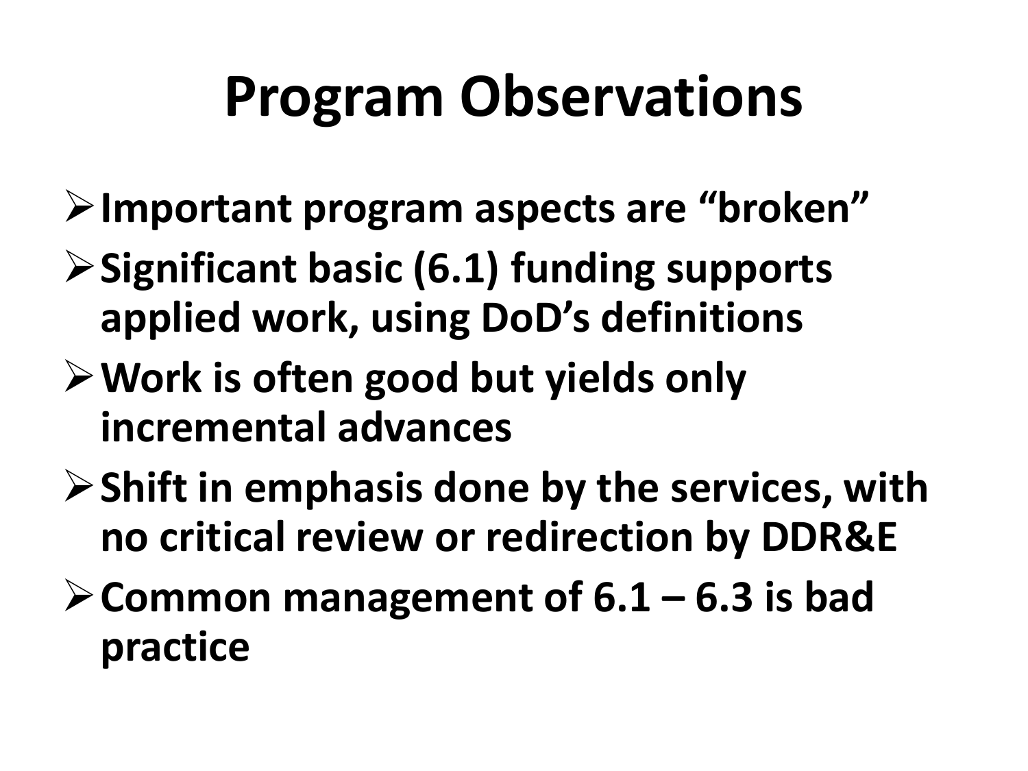# Program Observations

- Important program aspects are "broken"
- Significant basic (6.1) funding supports applied work, using DoD's definitions
- Work is often good but yields only incremental advances
- Shift in emphasis done by the services, with no critical review or redirection by DDR&E
- Common management of 6.1 – 6.3 is bad practice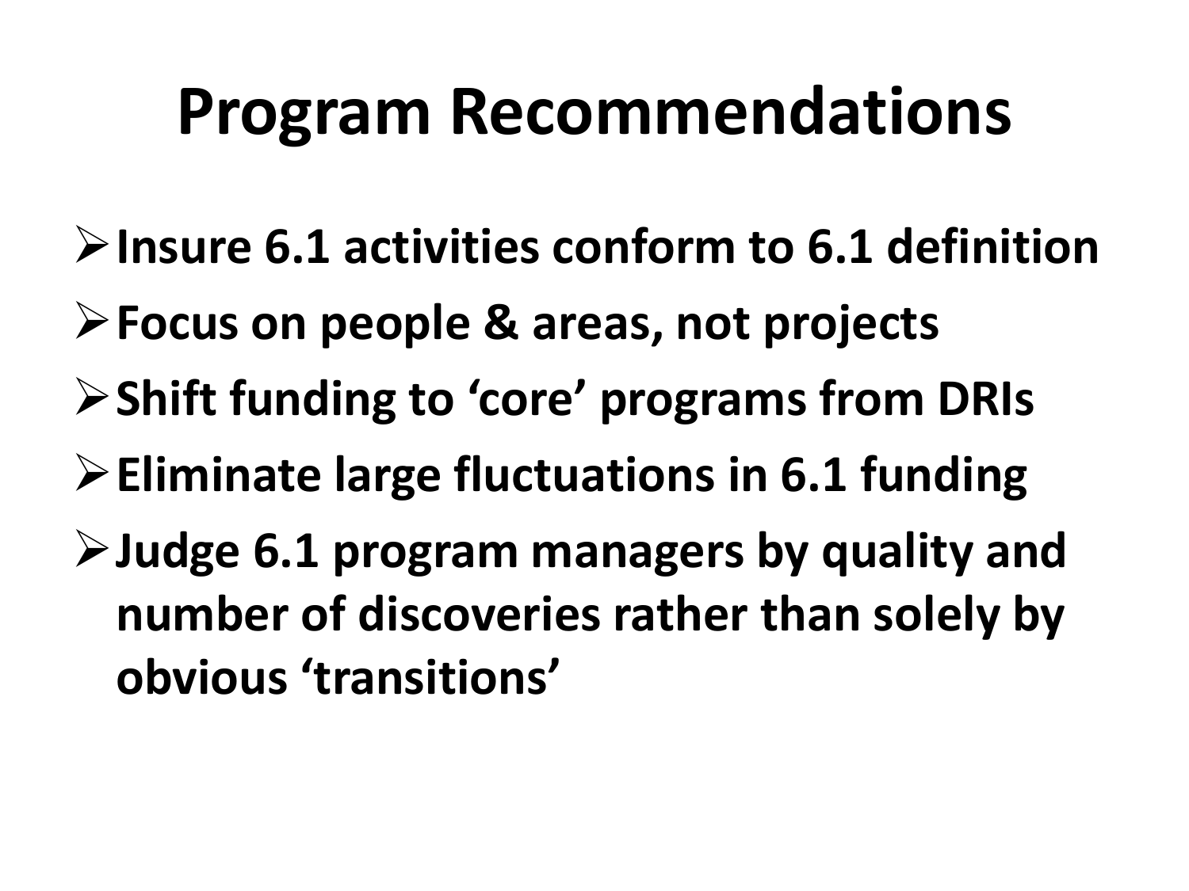# Program Recommendations

- **Insure 6.1 activities conform to 6.1 definition**
- **Focus on people & areas, not projects**
- **Shift funding to 'core' programs from DRIs**
- **Eliminate large fluctuations in 6.1 funding**
- **Judge 6.1 program managers by quality and number of discoveries rather than solely by obvious 'transitions'**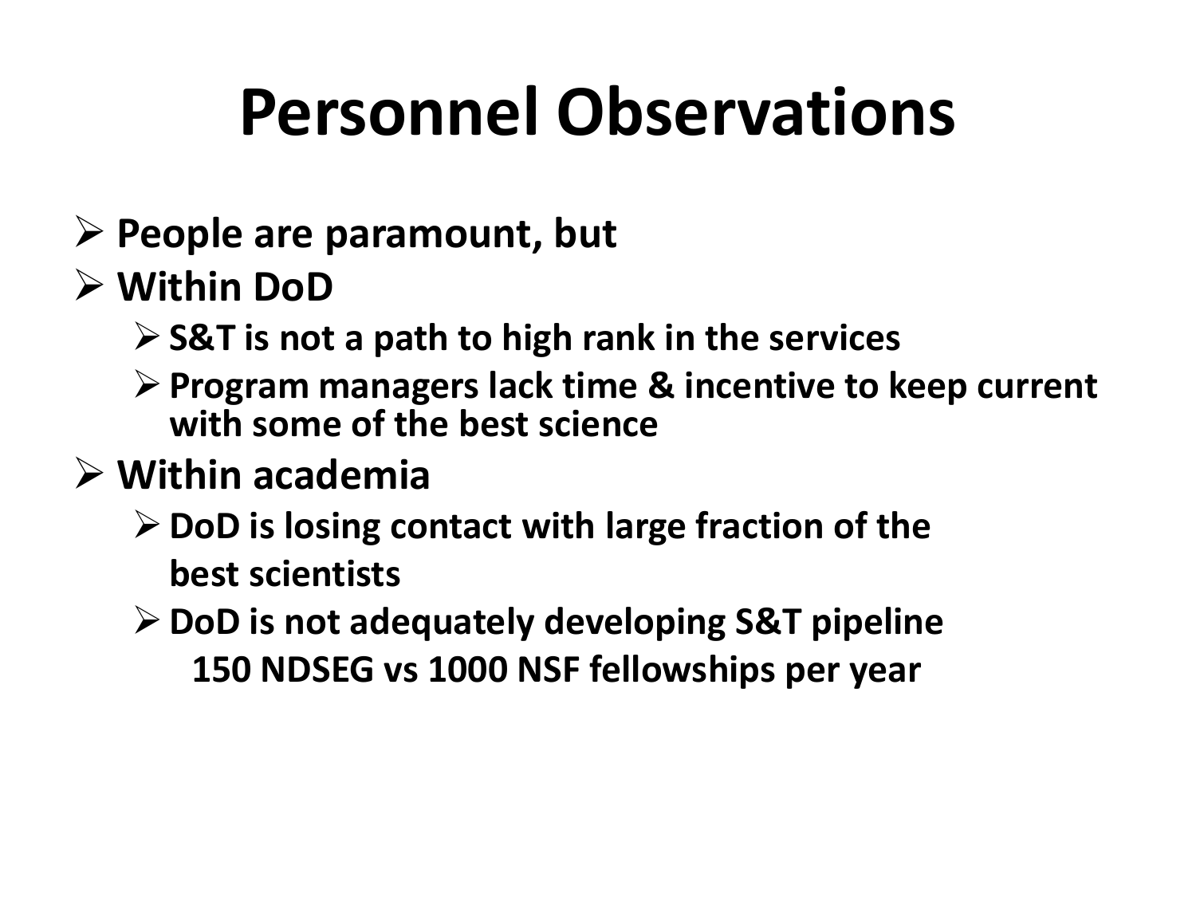# Personnel Observations

- **People are paramount, but**
- **Within DoD**
  - **S&T is not a path to high rank in the services**
  - **Program managers lack time & incentive to keep current with some of the best science**
- **Within academia**
  - **DoD is losing contact with large fraction of the best scientists**
  - **DoD is not adequately developing S&T pipeline**
    **150 NDSEG vs 1000 NSF fellowships per year**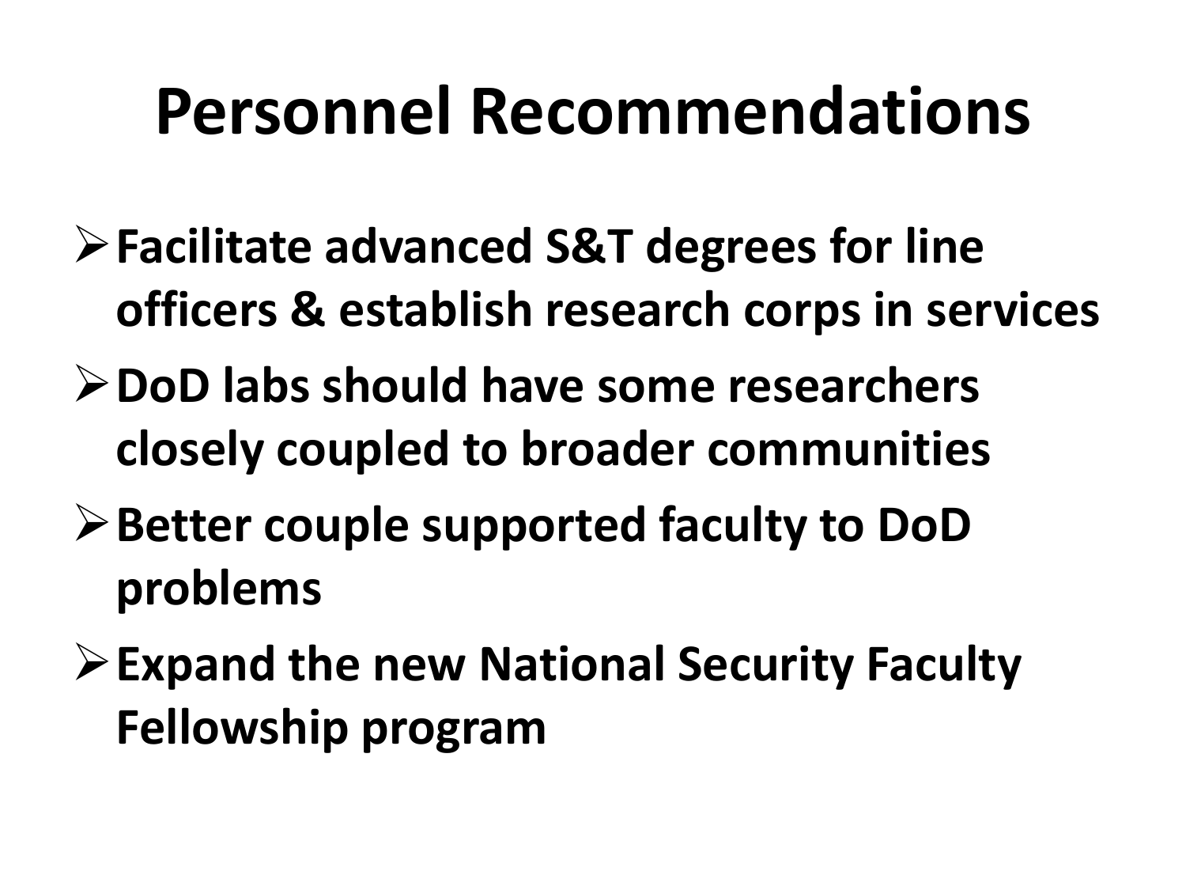# Personnel Recommendations

- **Facilitate advanced S&T degrees for line officers & establish research corps in services**
- **DoD labs should have some researchers closely coupled to broader communities**
- **Better couple supported faculty to DoD problems**
- **Expand the new National Security Faculty Fellowship program**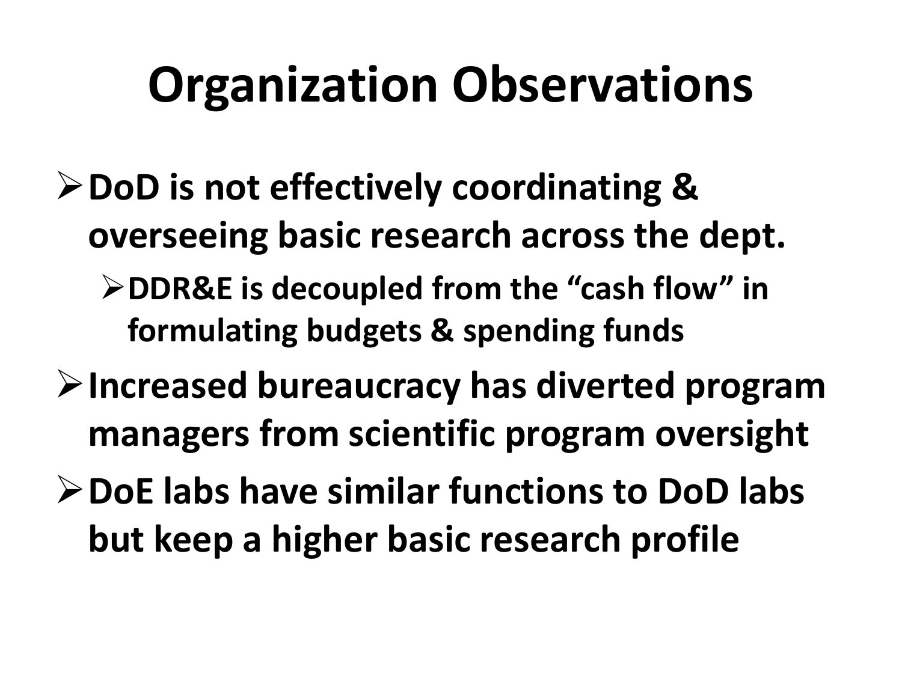# Organization Observations

- **DoD is not effectively coordinating & overseeing basic research across the dept.**
  - **DDR&E is decoupled from the "cash flow" in formulating budgets & spending funds**
- **Increased bureaucracy has diverted program managers from scientific program oversight**
- **DoE labs have similar functions to DoD labs but keep a higher basic research profile**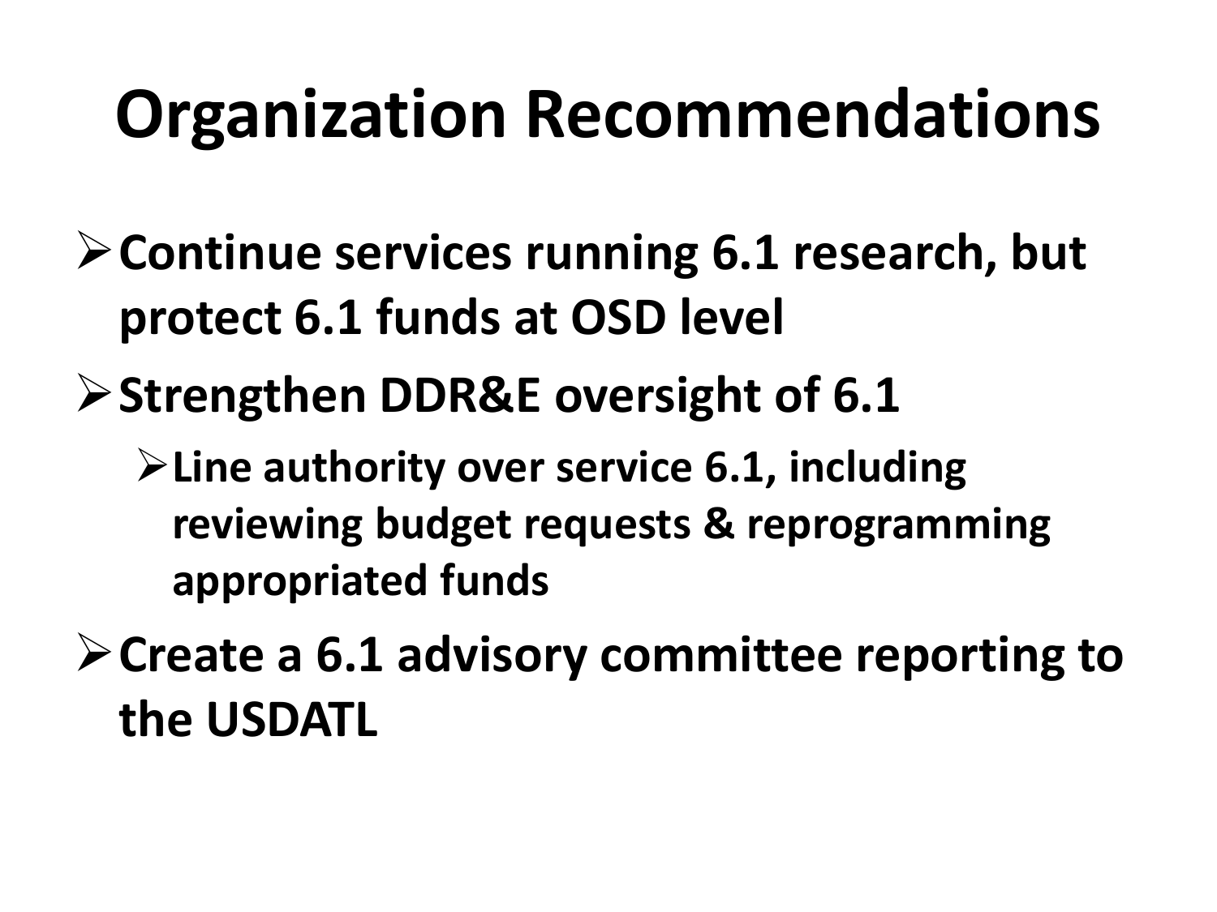# Organization Recommendations

- **Continue services running 6.1 research, but protect 6.1 funds at OSD level**
- **Strengthen DDR&E oversight of 6.1**
  - **Line authority over service 6.1, including reviewing budget requests & reprogramming appropriated funds**
- **Create a 6.1 advisory committee reporting to the USDATL**